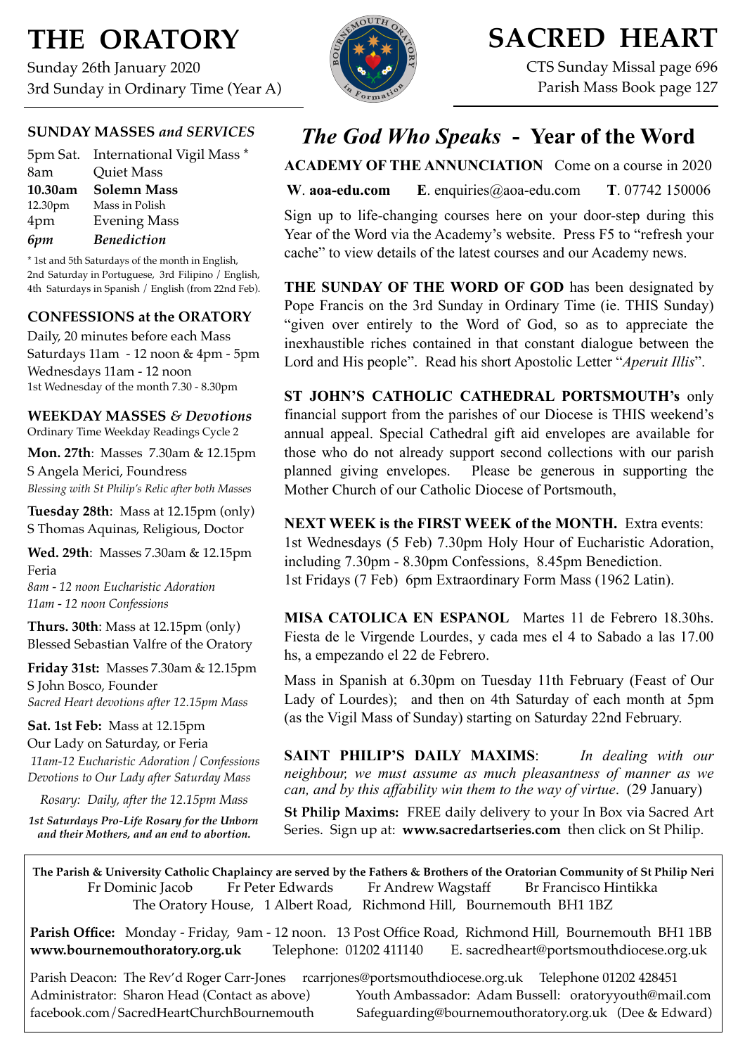# THE ORATORY

Sunday 26th January 2020
3rd Sunday in Ordinary Time (Year A)

# SACRED HEART

CTS Sunday Missal page 696
Parish Mass Book page 127

### SUNDAY MASSES *and SERVICES*

| | |
|---|---|
| 5pm Sat. | International Vigil Mass * |
| 8am | Quiet Mass |
| **10.30am** | **Solemn Mass** |
| 12.30pm | Mass in Polish |
| 4pm | Evening Mass |
| *6pm* | ***Benediction*** |

\* 1st and 5th Saturdays of the month in English, 2nd Saturday in Portuguese, 3rd Filipino / English, 4th Saturdays in Spanish / English (from 22nd Feb).

### CONFESSIONS at the ORATORY

Daily, 20 minutes before each Mass
Saturdays 11am - 12 noon & 4pm - 5pm
Wednesdays 11am - 12 noon
1st Wednesday of the month 7.30 - 8.30pm

### WEEKDAY MASSES *& Devotions*

Ordinary Time Weekday Readings Cycle 2

**Mon. 27th**: Masses 7.30am & 12.15pm
S Angela Merici, Foundress
*Blessing with St Philip's Relic after both Masses*

**Tuesday 28th**: Mass at 12.15pm (only)
S Thomas Aquinas, Religious, Doctor

**Wed. 29th**: Masses 7.30am & 12.15pm
Feria
*8am - 12 noon Eucharistic Adoration*
*11am - 12 noon Confessions*

**Thurs. 30th**: Mass at 12.15pm (only)
Blessed Sebastian Valfre of the Oratory

**Friday 31st:** Masses 7.30am & 12.15pm
S John Bosco, Founder
*Sacred Heart devotions after 12.15pm Mass*

**Sat. 1st Feb:** Mass at 12.15pm
Our Lady on Saturday, or Feria
*11am-12 Eucharistic Adoration / Confessions*
*Devotions to Our Lady after Saturday Mass*

*Rosary: Daily, after the 12.15pm Mass*

***1st Saturdays Pro-Life Rosary for the Unborn and their Mothers, and an end to abortion.***

## *The God Who Speaks* - Year of the Word

**ACADEMY OF THE ANNUNCIATION** Come on a course in 2020

**W**. **aoa-edu.com** **E**. enquiries@aoa-edu.com **T**. 07742 150006

Sign up to life-changing courses here on your door-step during this Year of the Word via the Academy's website. Press F5 to "refresh your cache" to view details of the latest courses and our Academy news.

**THE SUNDAY OF THE WORD OF GOD** has been designated by Pope Francis on the 3rd Sunday in Ordinary Time (ie. THIS Sunday) "given over entirely to the Word of God, so as to appreciate the inexhaustible riches contained in that constant dialogue between the Lord and His people". Read his short Apostolic Letter "*Aperuit Illis*".

**ST JOHN'S CATHOLIC CATHEDRAL PORTSMOUTH's** only financial support from the parishes of our Diocese is THIS weekend's annual appeal. Special Cathedral gift aid envelopes are available for those who do not already support second collections with our parish planned giving envelopes. Please be generous in supporting the Mother Church of our Catholic Diocese of Portsmouth,

**NEXT WEEK is the FIRST WEEK of the MONTH.** Extra events:
1st Wednesdays (5 Feb) 7.30pm Holy Hour of Eucharistic Adoration, including 7.30pm - 8.30pm Confessions, 8.45pm Benediction.
1st Fridays (7 Feb) 6pm Extraordinary Form Mass (1962 Latin).

**MISA CATOLICA EN ESPANOL** Martes 11 de Febrero 18.30hs. Fiesta de le Virgende Lourdes, y cada mes el 4 to Sabado a las 17.00 hs, a empezando el 22 de Febrero.

Mass in Spanish at 6.30pm on Tuesday 11th February (Feast of Our Lady of Lourdes); and then on 4th Saturday of each month at 5pm (as the Vigil Mass of Sunday) starting on Saturday 22nd February.

**SAINT PHILIP'S DAILY MAXIMS**: *In dealing with our neighbour, we must assume as much pleasantness of manner as we can, and by this affability win them to the way of virtue*. (29 January)

**St Philip Maxims:** FREE daily delivery to your In Box via Sacred Art Series. Sign up at: **www.sacredartseries.com** then click on St Philip.

---

**The Parish & University Catholic Chaplaincy are served by the Fathers & Brothers of the Oratorian Community of St Philip Neri**
Fr Dominic Jacob   Fr Peter Edwards   Fr Andrew Wagstaff   Br Francisco Hintikka
The Oratory House, 1 Albert Road, Richmond Hill, Bournemouth BH1 1BZ

**Parish Office:** Monday - Friday, 9am - 12 noon. 13 Post Office Road, Richmond Hill, Bournemouth BH1 1BB
**www.bournemouthoratory.org.uk** Telephone: 01202 411140 E. sacredheart@portsmouthdiocese.org.uk

Parish Deacon: The Rev'd Roger Carr-Jones rcarrjones@portsmouthdiocese.org.uk Telephone 01202 428451
Administrator: Sharon Head (Contact as above) Youth Ambassador: Adam Bussell: oratoryyouth@mail.com
facebook.com/SacredHeartChurchBournemouth Safeguarding@bournemouthoratory.org.uk (Dee & Edward)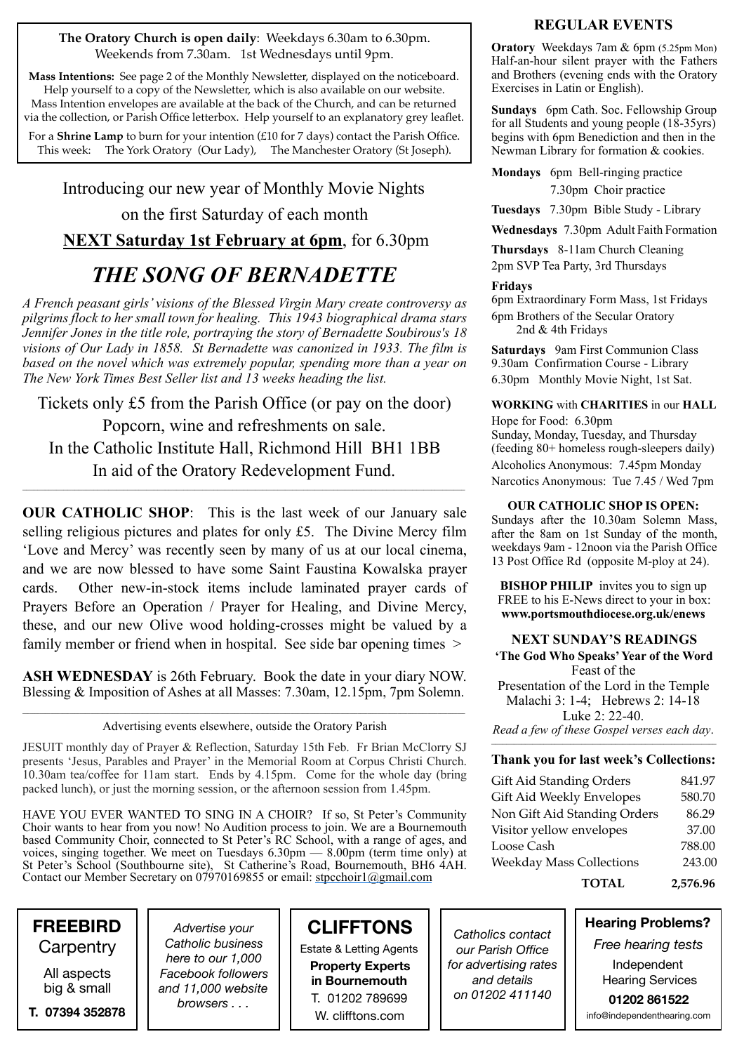**The Oratory Church is open daily**: Weekdays 6.30am to 6.30pm. Weekends from 7.30am. 1st Wednesdays until 9pm.

**Mass Intentions:** See page 2 of the Monthly Newsletter, displayed on the noticeboard. Help yourself to a copy of the Newsletter, which is also available on our website. Mass Intention envelopes are available at the back of the Church, and can be returned via the collection, or Parish Office letterbox. Help yourself to an explanatory grey leaflet.

For a **Shrine Lamp** to burn for your intention (£10 for 7 days) contact the Parish Office. This week: The York Oratory (Our Lady), The Manchester Oratory (St Joseph).

Introducing our new year of Monthly Movie Nights

on the first Saturday of each month

**NEXT Saturday 1st February at 6pm**, for 6.30pm

# *THE SONG OF BERNADETTE*

*A French peasant girls' visions of the Blessed Virgin Mary create controversy as pilgrims flock to her small town for healing. This 1943 biographical drama stars Jennifer Jones in the title role, portraying the story of Bernadette Soubirous's 18 visions of Our Lady in 1858. St Bernadette was canonized in 1933. The film is based on the novel which was extremely popular, spending more than a year on The New York Times Best Seller list and 13 weeks heading the list.*

Tickets only £5 from the Parish Office (or pay on the door)
Popcorn, wine and refreshments on sale.
In the Catholic Institute Hall, Richmond Hill BH1 1BB
In aid of the Oratory Redevelopment Fund.

---

**OUR CATHOLIC SHOP**: This is the last week of our January sale selling religious pictures and plates for only £5. The Divine Mercy film 'Love and Mercy' was recently seen by many of us at our local cinema, and we are now blessed to have some Saint Faustina Kowalska prayer cards. Other new-in-stock items include laminated prayer cards of Prayers Before an Operation / Prayer for Healing, and Divine Mercy, these, and our new Olive wood holding-crosses might be valued by a family member or friend when in hospital. See side bar opening times >

**ASH WEDNESDAY** is 26th February. Book the date in your diary NOW. Blessing & Imposition of Ashes at all Masses: 7.30am, 12.15pm, 7pm Solemn.

---

Advertising events elsewhere, outside the Oratory Parish

JESUIT monthly day of Prayer & Reflection, Saturday 15th Feb. Fr Brian McClorry SJ presents 'Jesus, Parables and Prayer' in the Memorial Room at Corpus Christi Church. 10.30am tea/coffee for 11am start. Ends by 4.15pm. Come for the whole day (bring packed lunch), or just the morning session, or the afternoon session from 1.45pm.

HAVE YOU EVER WANTED TO SING IN A CHOIR? If so, St Peter's Community Choir wants to hear from you now! No Audition process to join. We are a Bournemouth based Community Choir, connected to St Peter's RC School, with a range of ages, and voices, singing together. We meet on Tuesdays 6.30pm — 8.00pm (term time only) at St Peter's School (Southbourne site), St Catherine's Road, Bournemouth, BH6 4AH. Contact our Member Secretary on 07970169855 or email: stpcchoir1@gmail.com

## REGULAR EVENTS

**Oratory** Weekdays 7am & 6pm (5.25pm Mon) Half-an-hour silent prayer with the Fathers and Brothers (evening ends with the Oratory Exercises in Latin or English).

**Sundays** 6pm Cath. Soc. Fellowship Group for all Students and young people (18-35yrs) begins with 6pm Benediction and then in the Newman Library for formation & cookies.

**Mondays** 6pm Bell-ringing practice
7.30pm Choir practice

**Tuesdays** 7.30pm Bible Study - Library

**Wednesdays** 7.30pm Adult Faith Formation

**Thursdays** 8-11am Church Cleaning
2pm SVP Tea Party, 3rd Thursdays

**Fridays**
6pm Extraordinary Form Mass, 1st Fridays
6pm Brothers of the Secular Oratory 2nd & 4th Fridays

**Saturdays** 9am First Communion Class
9.30am Confirmation Course - Library
6.30pm Monthly Movie Night, 1st Sat.

**WORKING** with **CHARITIES** in our **HALL**
Hope for Food: 6.30pm
Sunday, Monday, Tuesday, and Thursday (feeding 80+ homeless rough-sleepers daily)
Alcoholics Anonymous: 7.45pm Monday
Narcotics Anonymous: Tue 7.45 / Wed 7pm

**OUR CATHOLIC SHOP IS OPEN:**
Sundays after the 10.30am Solemn Mass, after the 8am on 1st Sunday of the month, weekdays 9am - 12noon via the Parish Office 13 Post Office Rd (opposite M-ploy at 24).

**BISHOP PHILIP** invites you to sign up FREE to his E-News direct to your in box: **www.portsmouthdiocese.org.uk/enews**

**NEXT SUNDAY'S READINGS**
**'The God Who Speaks' Year of the Word**
Feast of the
Presentation of the Lord in the Temple
Malachi 3: 1-4; Hebrews 2: 14-18
Luke 2: 22-40.
*Read a few of these Gospel verses each day*.

**Thank you for last week's Collections:**

| | |
|---|---|
| Gift Aid Standing Orders | 841.97 |
| Gift Aid Weekly Envelopes | 580.70 |
| Non Gift Aid Standing Orders | 86.29 |
| Visitor yellow envelopes | 37.00 |
| Loose Cash | 788.00 |
| Weekday Mass Collections | 243.00 |
| **TOTAL** | **2,576.96** |

**FREEBIRD** Carpentry
All aspects big & small
**T. 07394 352878**

*Advertise your Catholic business here to our 1,000 Facebook followers and 11,000 website browsers . . .*

**CLIFFTONS**
Estate & Letting Agents
**Property Experts in Bournemouth**
T. 01202 789699
W. cliftons.com

*Catholics contact our Parish Office for advertising rates and details on 01202 411140*

**Hearing Problems?**
*Free hearing tests*
Independent Hearing Services
**01202 861522**
info@independenthearing.com